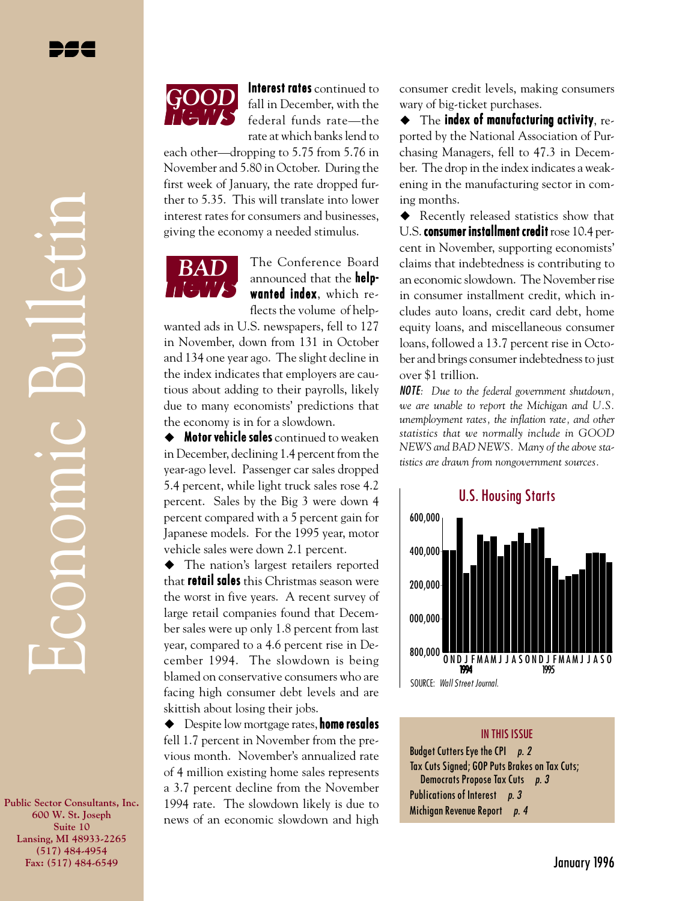# Economic Bulletin

January 1996

Public Sector Consultants, Inc.
600 W. St. Joseph
Suite 10
Lansing, MI 48933-2265
(517) 484-4954
Fax: (517) 484-6549

## GOOD news

**Interest rates** continued to fall in December, with the federal funds rate—the rate at which banks lend to each other—dropping to 5.75 from 5.76 in November and 5.80 in October. During the first week of January, the rate dropped further to 5.35. This will translate into lower interest rates for consumers and businesses, giving the economy a needed stimulus.

## BAD news

The Conference Board announced that the **help-wanted index**, which reflects the volume of help-wanted ads in U.S. newspapers, fell to 127 in November, down from 131 in October and 134 one year ago. The slight decline in the index indicates that employers are cautious about adding to their payrolls, likely due to many economists' predictions that the economy is in for a slowdown.

◆ **Motor vehicle sales** continued to weaken in December, declining 1.4 percent from the year-ago level. Passenger car sales dropped 5.4 percent, while light truck sales rose 4.2 percent. Sales by the Big 3 were down 4 percent compared with a 5 percent gain for Japanese models. For the 1995 year, motor vehicle sales were down 2.1 percent.

◆ The nation's largest retailers reported that **retail sales** this Christmas season were the worst in five years. A recent survey of large retail companies found that December sales were up only 1.8 percent from last year, compared to a 4.6 percent rise in December 1994. The slowdown is being blamed on conservative consumers who are facing high consumer debt levels and are skittish about losing their jobs.

◆ Despite low mortgage rates, **home resales** fell 1.7 percent in November from the previous month. November's annualized rate of 4 million existing home sales represents a 3.7 percent decline from the November 1994 rate. The slowdown likely is due to news of an economic slowdown and high consumer credit levels, making consumers wary of big-ticket purchases.

◆ The **index of manufacturing activity**, reported by the National Association of Purchasing Managers, fell to 47.3 in December. The drop in the index indicates a weakening in the manufacturing sector in coming months.

◆ Recently released statistics show that U.S. **consumer installment credit** rose 10.4 percent in November, supporting economists' claims that indebtedness is contributing to an economic slowdown. The November rise in consumer installment credit, which includes auto loans, credit card debt, home equity loans, and miscellaneous consumer loans, followed a 13.7 percent rise in October and brings consumer indebtedness to just over $1 trillion.

***NOTE**: Due to the federal government shutdown, we are unable to report the Michigan and U.S. unemployment rates, the inflation rate, and other statistics that we normally include in GOOD NEWS and BAD NEWS. Many of the above statistics are drawn from nongovernment sources.*

### U.S. Housing Starts

Y-axis: 800,000; 000,000; 200,000; 400,000; 600,000
X-axis: O N D J F M A M J J A S O N D J F M A M J J A S O (1994, 1995)

SOURCE: *Wall Street Journal.*

### IN THIS ISSUE

- Budget Cutters Eye the CPI *p. 2*
- Tax Cuts Signed; GOP Puts Brakes on Tax Cuts; Democrats Propose Tax Cuts *p. 3*
- Publications of Interest *p. 3*
- Michigan Revenue Report *p. 4*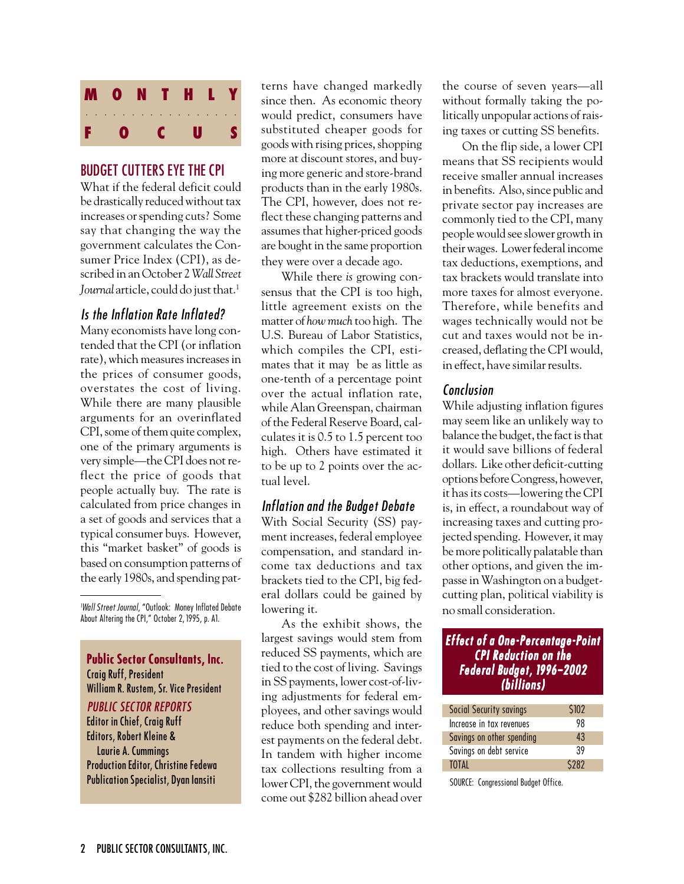# MONTHLY FOCUS

## BUDGET CUTTERS EYE THE CPI

What if the federal deficit could be drastically reduced without tax increases or spending cuts? Some say that changing the way the government calculates the Consumer Price Index (CPI), as described in an October 2 *Wall Street Journal* article, could do just that.[1]

### *Is the Inflation Rate Inflated?*

Many economists have long contended that the CPI (or inflation rate), which measures increases in the prices of consumer goods, overstates the cost of living. While there are many plausible arguments for an overinflated CPI, some of them quite complex, one of the primary arguments is very simple—the CPI does not reflect the price of goods that people actually buy. The rate is calculated from price changes in a set of goods and services that a typical consumer buys. However, this "market basket" of goods is based on consumption patterns of the early 1980s, and spending patterns have changed markedly since then. As economic theory would predict, consumers have substituted cheaper goods for goods with rising prices, shopping more at discount stores, and buying more generic and store-brand products than in the early 1980s. The CPI, however, does not reflect these changing patterns and assumes that higher-priced goods are bought in the same proportion they were over a decade ago.

While there *is* growing consensus that the CPI is too high, little agreement exists on the matter of *how much* too high. The U.S. Bureau of Labor Statistics, which compiles the CPI, estimates that it may be as little as one-tenth of a percentage point over the actual inflation rate, while Alan Greenspan, chairman of the Federal Reserve Board, calculates it is 0.5 to 1.5 percent too high. Others have estimated it to be up to 2 points over the actual level.

### *Inflation and the Budget Debate*

With Social Security (SS) payment increases, federal employee compensation, and standard income tax deductions and tax brackets tied to the CPI, big federal dollars could be gained by lowering it.

As the exhibit shows, the largest savings would stem from reduced SS payments, which are tied to the cost of living. Savings in SS payments, lower cost-of-living adjustments for federal employees, and other savings would reduce both spending and interest payments on the federal debt. In tandem with higher income tax collections resulting from a lower CPI, the government would come out $282 billion ahead over the course of seven years—all without formally taking the politically unpopular actions of raising taxes or cutting SS benefits.

On the flip side, a lower CPI means that SS recipients would receive smaller annual increases in benefits. Also, since public and private sector pay increases are commonly tied to the CPI, many people would see slower growth in their wages. Lower federal income tax deductions, exemptions, and tax brackets would translate into more taxes for almost everyone. Therefore, while benefits and wages technically would not be cut and taxes would not be increased, deflating the CPI would, in effect, have similar results.

### *Conclusion*

While adjusting inflation figures may seem like an unlikely way to balance the budget, the fact is that it would save billions of federal dollars. Like other deficit-cutting options before Congress, however, it has its costs—lowering the CPI is, in effect, a roundabout way of increasing taxes and cutting projected spending. However, it may be more politically palatable than other options, and given the impasse in Washington on a budget-cutting plan, political viability is no small consideration.

**Effect of a One-Percentage-Point CPI Reduction on the Federal Budget, 1996–2002 (billions)**

| | |
|---|---|
| Social Security savings | $102 |
| Increase in tax revenues | 98 |
| Savings on other spending | 43 |
| Savings on debt service | 39 |
| TOTAL | $282 |

SOURCE: Congressional Budget Office.

[1] *Wall Street Journal*, "Outlook: Money Inflated Debate About Altering the CPI," October 2, 1995, p. A1.

**Public Sector Consultants, Inc.**
Craig Ruff, President
William R. Rustem, Sr. Vice President

*PUBLIC SECTOR REPORTS*
Editor in Chief, Craig Ruff
Editors, Robert Kleine & Laurie A. Cummings
Production Editor, Christine Fedewa
Publication Specialist, Dyan Iansiti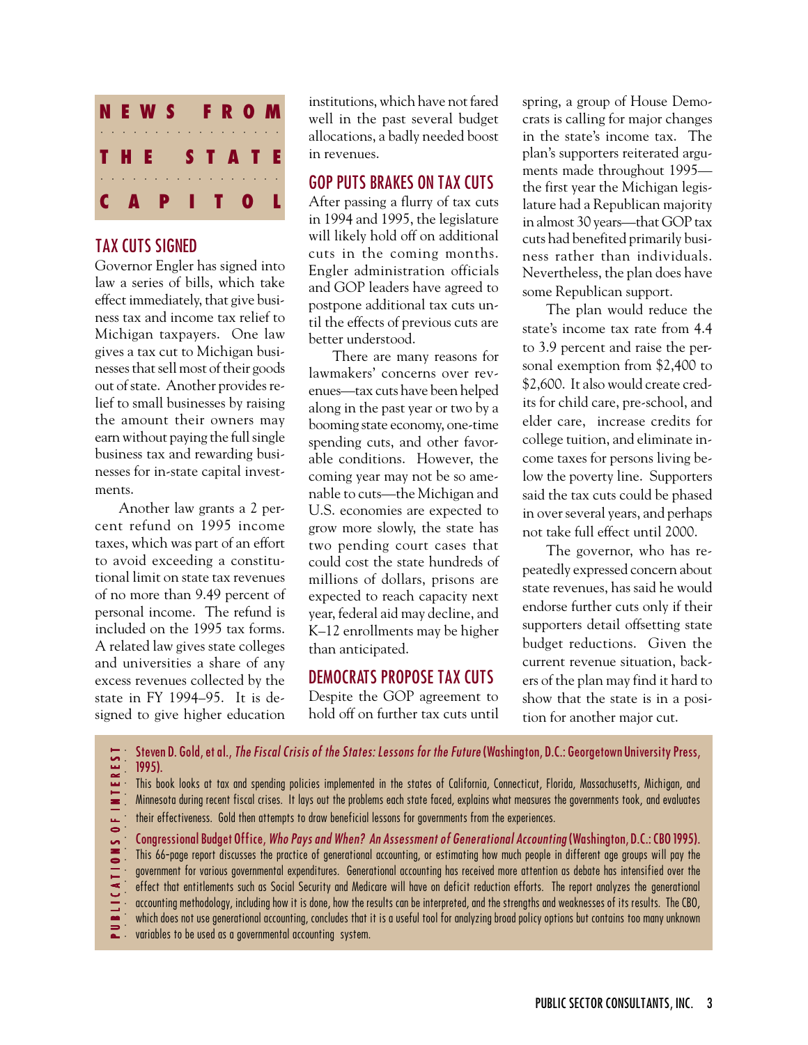# NEWS FROM THE STATE CAPITOL

## TAX CUTS SIGNED

Governor Engler has signed into law a series of bills, which take effect immediately, that give business tax and income tax relief to Michigan taxpayers. One law gives a tax cut to Michigan businesses that sell most of their goods out of state. Another provides relief to small businesses by raising the amount their owners may earn without paying the full single business tax and rewarding businesses for in-state capital investments.

Another law grants a 2 percent refund on 1995 income taxes, which was part of an effort to avoid exceeding a constitutional limit on state tax revenues of no more than 9.49 percent of personal income. The refund is included on the 1995 tax forms. A related law gives state colleges and universities a share of any excess revenues collected by the state in FY 1994–95. It is designed to give higher education institutions, which have not fared well in the past several budget allocations, a badly needed boost in revenues.

## GOP PUTS BRAKES ON TAX CUTS

After passing a flurry of tax cuts in 1994 and 1995, the legislature will likely hold off on additional cuts in the coming months. Engler administration officials and GOP leaders have agreed to postpone additional tax cuts until the effects of previous cuts are better understood.

There are many reasons for lawmakers' concerns over revenues—tax cuts have been helped along in the past year or two by a booming state economy, one-time spending cuts, and other favorable conditions. However, the coming year may not be so amenable to cuts—the Michigan and U.S. economies are expected to grow more slowly, the state has two pending court cases that could cost the state hundreds of millions of dollars, prisons are expected to reach capacity next year, federal aid may decline, and K–12 enrollments may be higher than anticipated.

## DEMOCRATS PROPOSE TAX CUTS

Despite the GOP agreement to hold off on further tax cuts until spring, a group of House Democrats is calling for major changes in the state's income tax. The plan's supporters reiterated arguments made throughout 1995—the first year the Michigan legislature had a Republican majority in almost 30 years—that GOP tax cuts had benefited primarily business rather than individuals. Nevertheless, the plan does have some Republican support.

The plan would reduce the state's income tax rate from 4.4 to 3.9 percent and raise the personal exemption from $2,400 to $2,600. It also would create credits for child care, pre-school, and elder care, increase credits for college tuition, and eliminate income taxes for persons living below the poverty line. Supporters said the tax cuts could be phased in over several years, and perhaps not take full effect until 2000.

The governor, who has repeatedly expressed concern about state revenues, has said he would endorse further cuts only if their supporters detail offsetting state budget reductions. Given the current revenue situation, backers of the plan may find it hard to show that the state is in a position for another major cut.

## PUBLICATIONS OF INTEREST

**Steven D. Gold, et al., *The Fiscal Crisis of the States: Lessons for the Future* (Washington, D.C.: Georgetown University Press, 1995).**
This book looks at tax and spending policies implemented in the states of California, Connecticut, Florida, Massachusetts, Michigan, and Minnesota during recent fiscal crises. It lays out the problems each state faced, explains what measures the governments took, and evaluates their effectiveness. Gold then attempts to draw beneficial lessons for governments from the experiences.

**Congressional Budget Office, *Who Pays and When? An Assessment of Generational Accounting* (Washington, D.C.: CBO 1995).**
This 66-page report discusses the practice of generational accounting, or estimating how much people in different age groups will pay the government for various governmental expenditures. Generational accounting has received more attention as debate has intensified over the effect that entitlements such as Social Security and Medicare will have on deficit reduction efforts. The report analyzes the generational accounting methodology, including how it is done, how the results can be interpreted, and the strengths and weaknesses of its results. The CBO, which does not use generational accounting, concludes that it is a useful tool for analyzing broad policy options but contains too many unknown variables to be used as a governmental accounting system.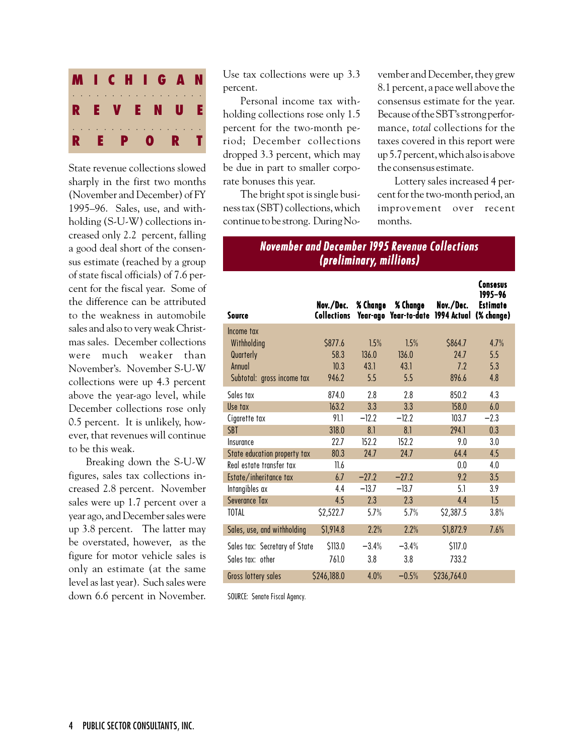# MICHIGAN REVENUE REPORT

State revenue collections slowed sharply in the first two months (November and December) of FY 1995–96. Sales, use, and withholding (S-U-W) collections increased only 2.2 percent, falling a good deal short of the consensus estimate (reached by a group of state fiscal officials) of 7.6 percent for the fiscal year. Some of the difference can be attributed to the weakness in automobile sales and also to very weak Christmas sales. December collections were much weaker than November's. November S-U-W collections were up 4.3 percent above the year-ago level, while December collections rose only 0.5 percent. It is unlikely, however, that revenues will continue to be this weak.

Breaking down the S-U-W figures, sales tax collections increased 2.8 percent. November sales were up 1.7 percent over a year ago, and December sales were up 3.8 percent. The latter may be overstated, however, as the figure for motor vehicle sales is only an estimate (at the same level as last year). Such sales were down 6.6 percent in November. Use tax collections were up 3.3 percent.

Personal income tax withholding collections rose only 1.5 percent for the two-month period; December collections dropped 3.3 percent, which may be due in part to smaller corporate bonuses this year.

The bright spot is single business tax (SBT) collections, which continue to be strong. During November and December, they grew 8.1 percent, a pace well above the consensus estimate for the year. Because of the SBT's strong performance, *total* collections for the taxes covered in this report were up 5.7 percent, which also is above the consensus estimate.

Lottery sales increased 4 percent for the two-month period, an improvement over recent months.

## November and December 1995 Revenue Collections (preliminary, millions)

| Source | Nov./Dec. Collections | % Change Year-ago | % Change Year-to-date | Nov./Dec. 1994 Actual | Consesus 1995–96 Estimate (% change) |
|---|---|---|---|---|---|
| Income tax | | | | | |
| Withholding | $877.6 | 1.5% | 1.5% | $864.7 | 4.7% |
| Quarterly | 58.3 | 136.0 | 136.0 | 24.7 | 5.5 |
| Annual | 10.3 | 43.1 | 43.1 | 7.2 | 5.3 |
| Subtotal: gross income tax | 946.2 | 5.5 | 5.5 | 896.6 | 4.8 |
| Sales tax | 874.0 | 2.8 | 2.8 | 850.2 | 4.3 |
| Use tax | 163.2 | 3.3 | 3.3 | 158.0 | 6.0 |
| Cigarette tax | 91.1 | −12.2 | −12.2 | 103.7 | −2.3 |
| SBT | 318.0 | 8.1 | 8.1 | 294.1 | 0.3 |
| Insurance | 22.7 | 152.2 | 152.2 | 9.0 | 3.0 |
| State education property tax | 80.3 | 24.7 | 24.7 | 64.4 | 4.5 |
| Real estate transfer tax | 11.6 | | | 0.0 | 4.0 |
| Estate/inheritance tax | 6.7 | −27.2 | −27.2 | 9.2 | 3.5 |
| Intangibles ax | 4.4 | −13.7 | −13.7 | 5.1 | 3.9 |
| Severance Tax | 4.5 | 2.3 | 2.3 | 4.4 | 1.5 |
| TOTAL | $2,522.7 | 5.7% | 5.7% | $2,387.5 | 3.8% |
| Sales, use, and withholding | $1,914.8 | 2.2% | 2.2% | $1,872.9 | 7.6% |
| Sales tax: Secretary of State | $113.0 | −3.4% | −3.4% | $117.0 | |
| Sales tax: other | 761.0 | 3.8 | 3.8 | 733.2 | |
| Gross lottery sales | $246,188.0 | 4.0% | −0.5% | $236,764.0 | |

SOURCE: Senate Fiscal Agency.